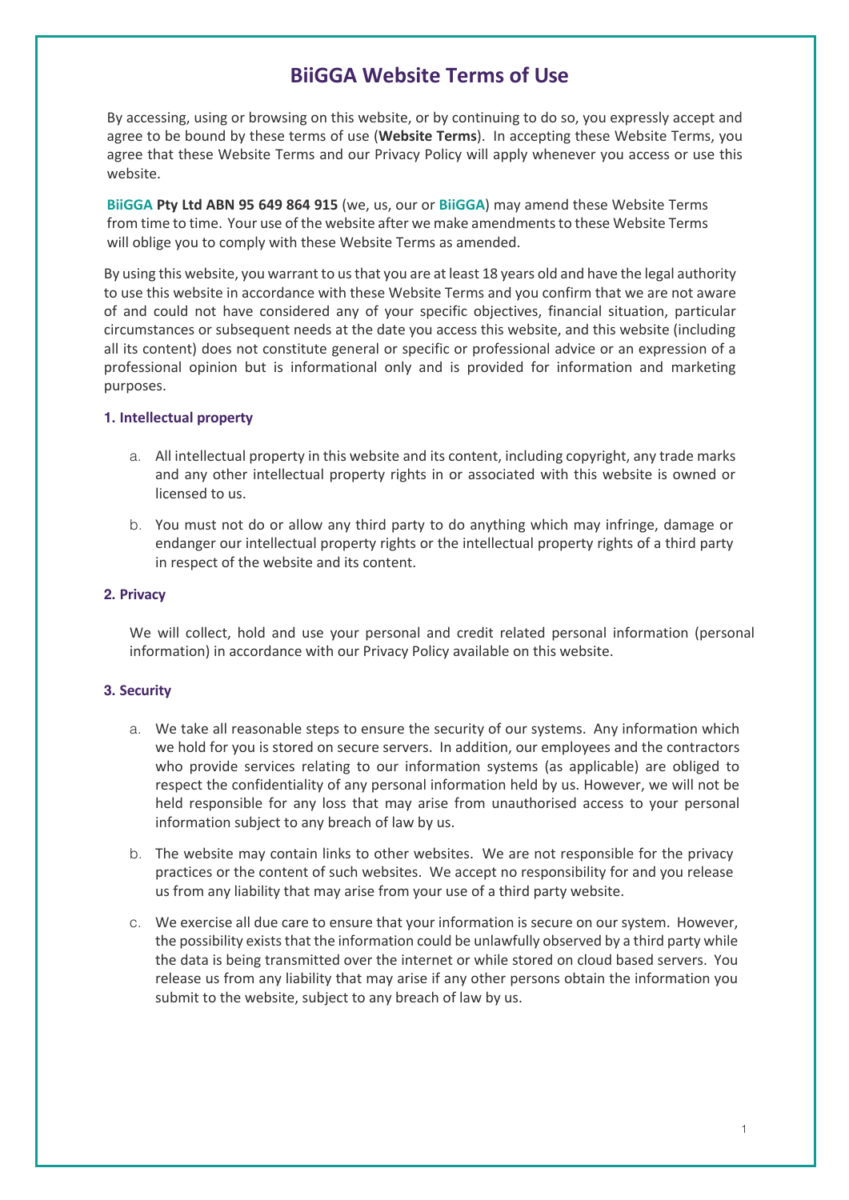# BiiGGA Website Terms of Use

By accessing, using or browsing on this website, or by continuing to do so, you expressly accept and agree to be bound by these terms of use (**Website Terms**). In accepting these Website Terms, you agree that these Website Terms and our Privacy Policy will apply whenever you access or use this website.

**BiiGGA Pty Ltd ABN 95 649 864 915** (we, us, our or **BiiGGA**) may amend these Website Terms from time to time. Your use of the website after we make amendments to these Website Terms will oblige you to comply with these Website Terms as amended.

By using this website, you warrant to us that you are at least 18 years old and have the legal authority to use this website in accordance with these Website Terms and you confirm that we are not aware of and could not have considered any of your specific objectives, financial situation, particular circumstances or subsequent needs at the date you access this website, and this website (including all its content) does not constitute general or specific or professional advice or an expression of a professional opinion but is informational only and is provided for information and marketing purposes.

### 1. Intellectual property

a. All intellectual property in this website and its content, including copyright, any trade marks and any other intellectual property rights in or associated with this website is owned or licensed to us.

b. You must not do or allow any third party to do anything which may infringe, damage or endanger our intellectual property rights or the intellectual property rights of a third party in respect of the website and its content.

### 2. Privacy

We will collect, hold and use your personal and credit related personal information (personal information) in accordance with our Privacy Policy available on this website.

### 3. Security

a. We take all reasonable steps to ensure the security of our systems. Any information which we hold for you is stored on secure servers. In addition, our employees and the contractors who provide services relating to our information systems (as applicable) are obliged to respect the confidentiality of any personal information held by us. However, we will not be held responsible for any loss that may arise from unauthorised access to your personal information subject to any breach of law by us.

b. The website may contain links to other websites. We are not responsible for the privacy practices or the content of such websites. We accept no responsibility for and you release us from any liability that may arise from your use of a third party website.

c. We exercise all due care to ensure that your information is secure on our system. However, the possibility exists that the information could be unlawfully observed by a third party while the data is being transmitted over the internet or while stored on cloud based servers. You release us from any liability that may arise if any other persons obtain the information you submit to the website, subject to any breach of law by us.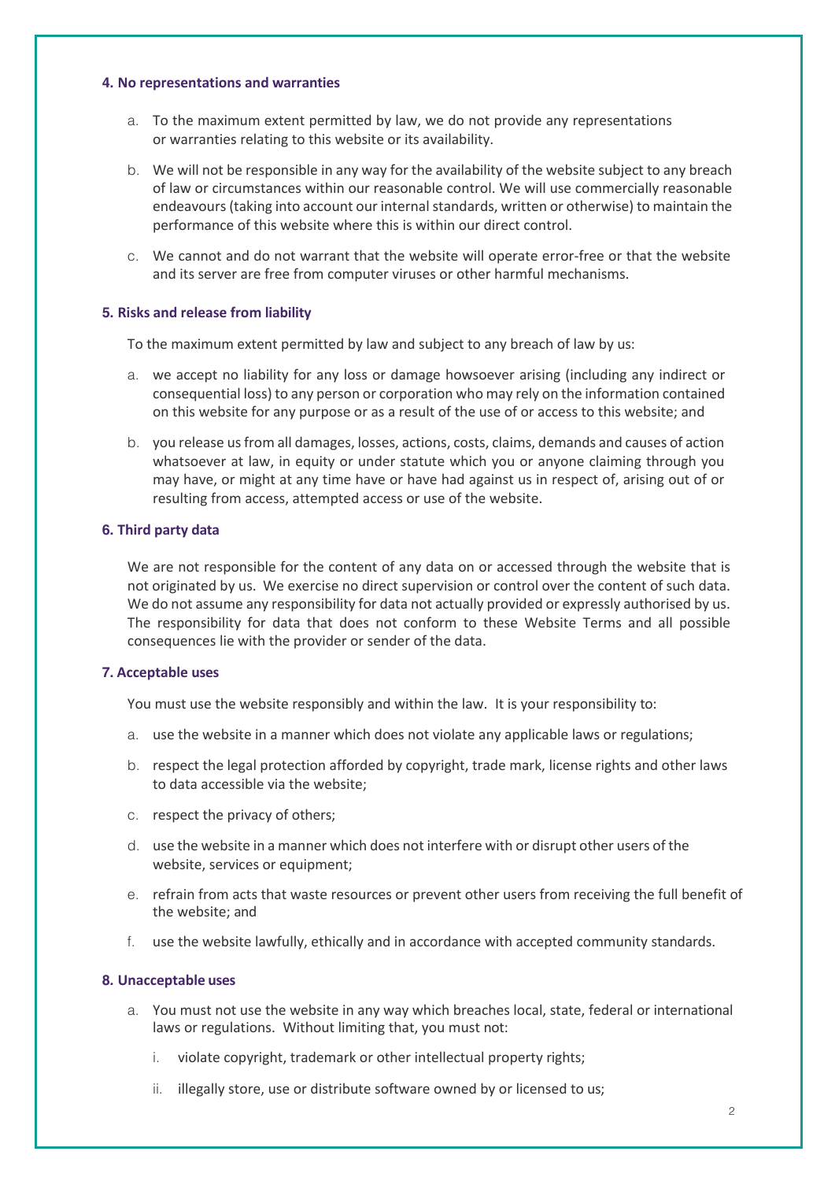**4. No representations and warranties**

a. To the maximum extent permitted by law, we do not provide any representations or warranties relating to this website or its availability.

b. We will not be responsible in any way for the availability of the website subject to any breach of law or circumstances within our reasonable control. We will use commercially reasonable endeavours (taking into account our internal standards, written or otherwise) to maintain the performance of this website where this is within our direct control.

c. We cannot and do not warrant that the website will operate error-free or that the website and its server are free from computer viruses or other harmful mechanisms.

**5. Risks and release from liability**

To the maximum extent permitted by law and subject to any breach of law by us:

a. we accept no liability for any loss or damage howsoever arising (including any indirect or consequential loss) to any person or corporation who may rely on the information contained on this website for any purpose or as a result of the use of or access to this website; and

b. you release us from all damages, losses, actions, costs, claims, demands and causes of action whatsoever at law, in equity or under statute which you or anyone claiming through you may have, or might at any time have or have had against us in respect of, arising out of or resulting from access, attempted access or use of the website.

**6. Third party data**

We are not responsible for the content of any data on or accessed through the website that is not originated by us. We exercise no direct supervision or control over the content of such data. We do not assume any responsibility for data not actually provided or expressly authorised by us. The responsibility for data that does not conform to these Website Terms and all possible consequences lie with the provider or sender of the data.

**7. Acceptable uses**

You must use the website responsibly and within the law. It is your responsibility to:

a. use the website in a manner which does not violate any applicable laws or regulations;

b. respect the legal protection afforded by copyright, trade mark, license rights and other laws to data accessible via the website;

c. respect the privacy of others;

d. use the website in a manner which does not interfere with or disrupt other users of the website, services or equipment;

e. refrain from acts that waste resources or prevent other users from receiving the full benefit of the website; and

f. use the website lawfully, ethically and in accordance with accepted community standards.

**8. Unacceptable uses**

a. You must not use the website in any way which breaches local, state, federal or international laws or regulations. Without limiting that, you must not:

   i. violate copyright, trademark or other intellectual property rights;

   ii. illegally store, use or distribute software owned by or licensed to us;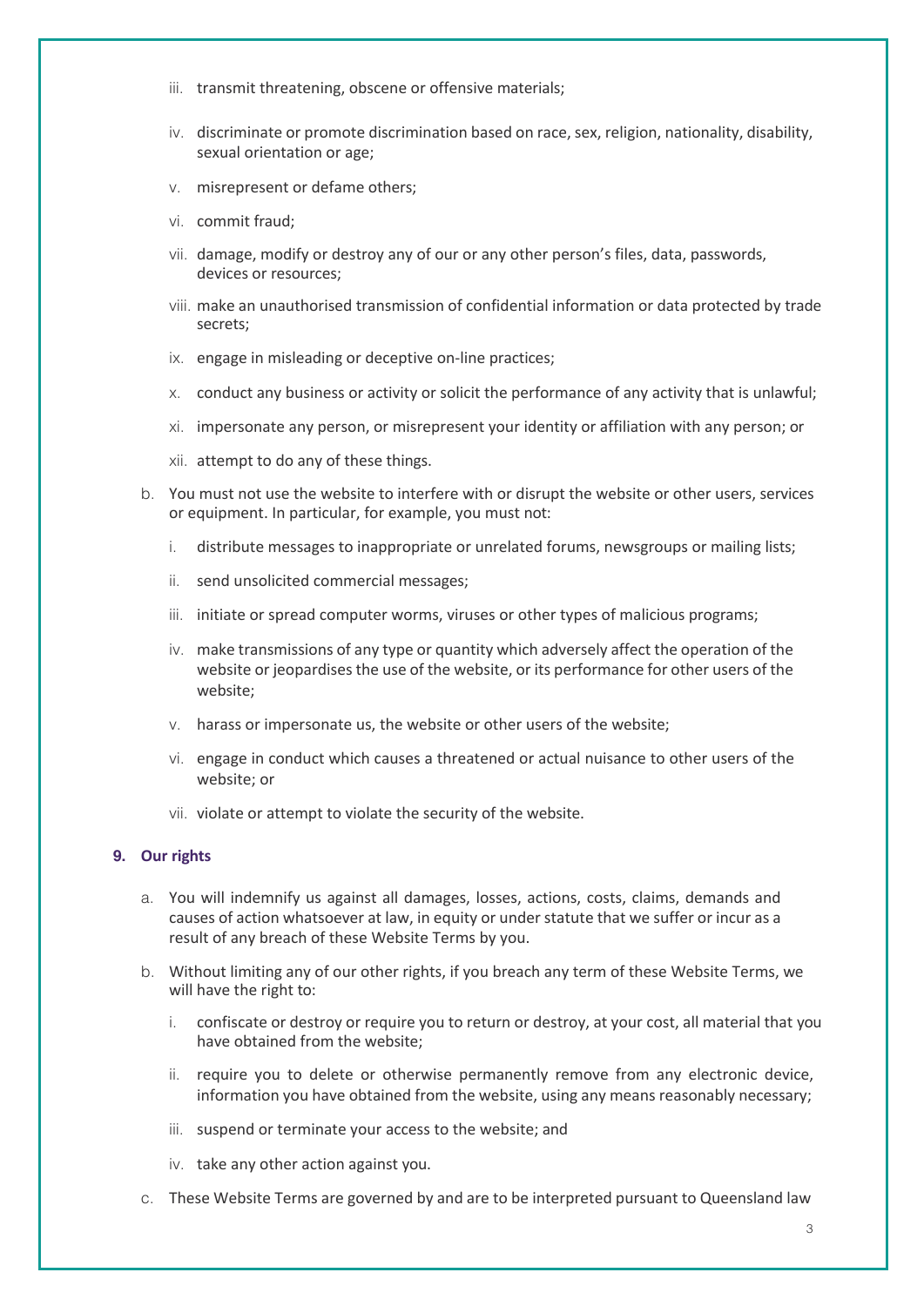iii. transmit threatening, obscene or offensive materials;

   iv. discriminate or promote discrimination based on race, sex, religion, nationality, disability, sexual orientation or age;

   v. misrepresent or defame others;

   vi. commit fraud;

   vii. damage, modify or destroy any of our or any other person's files, data, passwords, devices or resources;

   viii. make an unauthorised transmission of confidential information or data protected by trade secrets;

   ix. engage in misleading or deceptive on-line practices;

   x. conduct any business or activity or solicit the performance of any activity that is unlawful;

   xi. impersonate any person, or misrepresent your identity or affiliation with any person; or

   xii. attempt to do any of these things.

b. You must not use the website to interfere with or disrupt the website or other users, services or equipment. In particular, for example, you must not:

   i. distribute messages to inappropriate or unrelated forums, newsgroups or mailing lists;

   ii. send unsolicited commercial messages;

   iii. initiate or spread computer worms, viruses or other types of malicious programs;

   iv. make transmissions of any type or quantity which adversely affect the operation of the website or jeopardises the use of the website, or its performance for other users of the website;

   v. harass or impersonate us, the website or other users of the website;

   vi. engage in conduct which causes a threatened or actual nuisance to other users of the website; or

   vii. violate or attempt to violate the security of the website.

**9. Our rights**

a. You will indemnify us against all damages, losses, actions, costs, claims, demands and causes of action whatsoever at law, in equity or under statute that we suffer or incur as a result of any breach of these Website Terms by you.

b. Without limiting any of our other rights, if you breach any term of these Website Terms, we will have the right to:

   i. confiscate or destroy or require you to return or destroy, at your cost, all material that you have obtained from the website;

   ii. require you to delete or otherwise permanently remove from any electronic device, information you have obtained from the website, using any means reasonably necessary;

   iii. suspend or terminate your access to the website; and

   iv. take any other action against you.

c. These Website Terms are governed by and are to be interpreted pursuant to Queensland law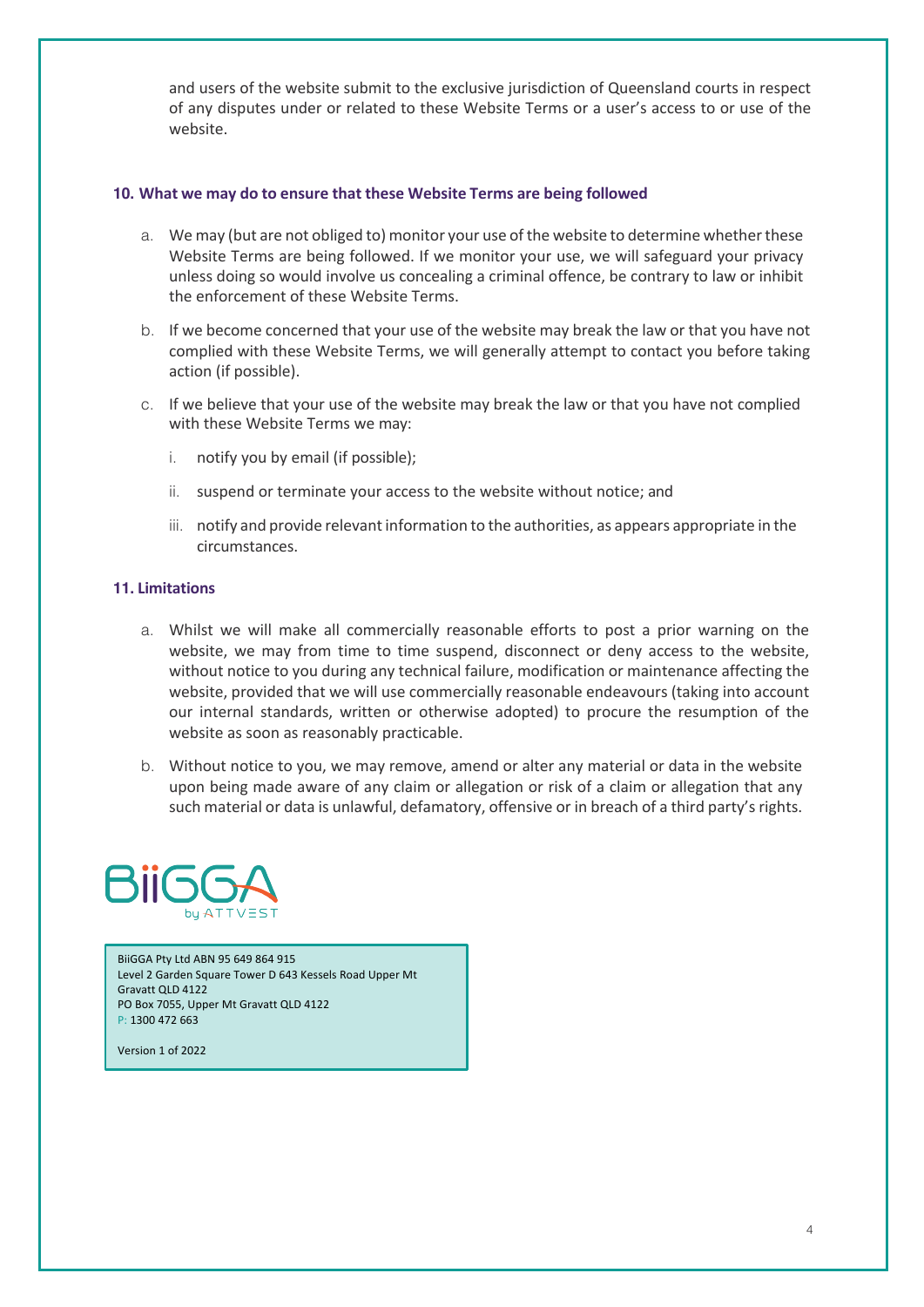and users of the website submit to the exclusive jurisdiction of Queensland courts in respect of any disputes under or related to these Website Terms or a user's access to or use of the website.

### 10. What we may do to ensure that these Website Terms are being followed

a. We may (but are not obliged to) monitor your use of the website to determine whether these Website Terms are being followed. If we monitor your use, we will safeguard your privacy unless doing so would involve us concealing a criminal offence, be contrary to law or inhibit the enforcement of these Website Terms.

b. If we become concerned that your use of the website may break the law or that you have not complied with these Website Terms, we will generally attempt to contact you before taking action (if possible).

c. If we believe that your use of the website may break the law or that you have not complied with these Website Terms we may:

   i. notify you by email (if possible);

   ii. suspend or terminate your access to the website without notice; and

   iii. notify and provide relevant information to the authorities, as appears appropriate in the circumstances.

### 11. Limitations

a. Whilst we will make all commercially reasonable efforts to post a prior warning on the website, we may from time to time suspend, disconnect or deny access to the website, without notice to you during any technical failure, modification or maintenance affecting the website, provided that we will use commercially reasonable endeavours (taking into account our internal standards, written or otherwise adopted) to procure the resumption of the website as soon as reasonably practicable.

b. Without notice to you, we may remove, amend or alter any material or data in the website upon being made aware of any claim or allegation or risk of a claim or allegation that any such material or data is unlawful, defamatory, offensive or in breach of a third party's rights.

BiiGGA by ATTVEST

BiiGGA Pty Ltd ABN 95 649 864 915
Level 2 Garden Square Tower D 643 Kessels Road Upper Mt Gravatt QLD 4122
PO Box 7055, Upper Mt Gravatt QLD 4122
P: 1300 472 663

Version 1 of 2022